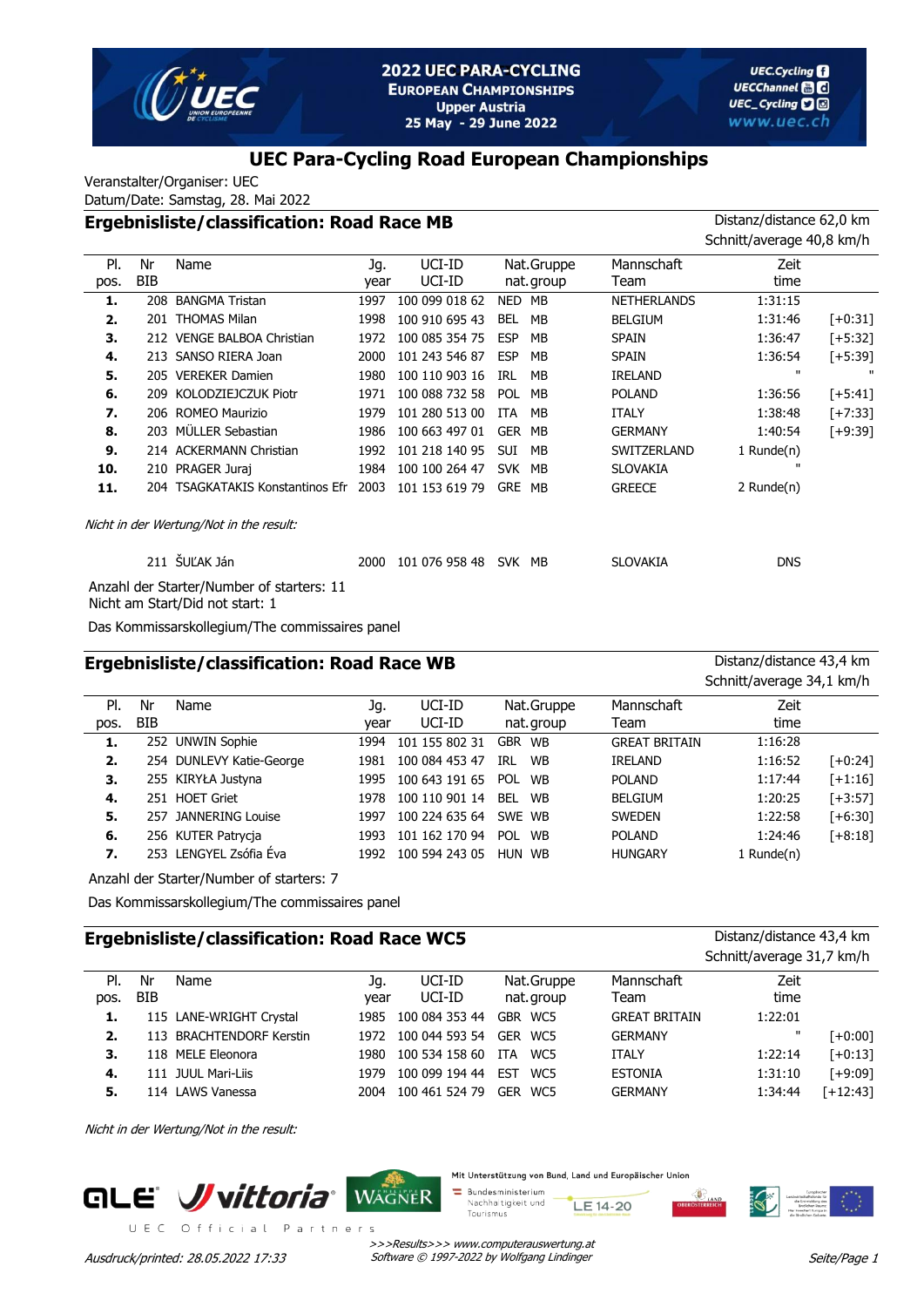2022 UEC PARA-CYCLING
EUROPEAN CHAMPIONSHIPS
Upper Austria
25 May - 29 June 2022

UEC.Cycling
UECChannel
UEC_Cycling
www.uec.ch

# UEC Para-Cycling Road European Championships

Veranstalter/Organiser: UEC
Datum/Date: Samstag, 28. Mai 2022

## Ergebnisliste/classification: Road Race MB

Distanz/distance 62,0 km
Schnitt/average 40,8 km/h

| Pl. pos. | Nr BIB | Name | Jg. year | UCI-ID UCI-ID | Nat. | Gruppe nat.group | Mannschaft Team | Zeit time | |
|---|---|---|---|---|---|---|---|---|---|
| **1.** | 208 | BANGMA Tristan | 1997 | 100 099 018 62 | NED | MB | NETHERLANDS | 1:31:15 | |
| **2.** | 201 | THOMAS Milan | 1998 | 100 910 695 43 | BEL | MB | BELGIUM | 1:31:46 | [+0:31] |
| **3.** | 212 | VENGE BALBOA Christian | 1972 | 100 085 354 75 | ESP | MB | SPAIN | 1:36:47 | [+5:32] |
| **4.** | 213 | SANSO RIERA Joan | 2000 | 101 243 546 87 | ESP | MB | SPAIN | 1:36:54 | [+5:39] |
| **5.** | 205 | VEREKER Damien | 1980 | 100 110 903 16 | IRL | MB | IRELAND | " | " |
| **6.** | 209 | KOLODZIEJCZUK Piotr | 1971 | 100 088 732 58 | POL | MB | POLAND | 1:36:56 | [+5:41] |
| **7.** | 206 | ROMEO Maurizio | 1979 | 101 280 513 00 | ITA | MB | ITALY | 1:38:48 | [+7:33] |
| **8.** | 203 | MÜLLER Sebastian | 1986 | 100 663 497 01 | GER | MB | GERMANY | 1:40:54 | [+9:39] |
| **9.** | 214 | ACKERMANN Christian | 1992 | 101 218 140 95 | SUI | MB | SWITZERLAND | 1 Runde(n) | |
| **10.** | 210 | PRAGER Juraj | 1984 | 100 100 264 47 | SVK | MB | SLOVAKIA | " | |
| **11.** | 204 | TSAGKATAKIS Konstantinos Efr | 2003 | 101 153 619 79 | GRE | MB | GREECE | 2 Runde(n) | |

*Nicht in der Wertung/Not in the result:*

| Nr BIB | Name | Jg. year | UCI-ID | Nat. | Gruppe | Mannschaft Team | Zeit time |
|---|---|---|---|---|---|---|---|
| 211 | ŠUĽAK Ján | 2000 | 101 076 958 48 | SVK | MB | SLOVAKIA | DNS |

Anzahl der Starter/Number of starters: 11
Nicht am Start/Did not start: 1

Das Kommissarskollegium/The commissaires panel

## Ergebnisliste/classification: Road Race WB

Distanz/distance 43,4 km
Schnitt/average 34,1 km/h

| Pl. pos. | Nr BIB | Name | Jg. year | UCI-ID UCI-ID | Nat. | Gruppe nat.group | Mannschaft Team | Zeit time | |
|---|---|---|---|---|---|---|---|---|---|
| **1.** | 252 | UNWIN Sophie | 1994 | 101 155 802 31 | GBR | WB | GREAT BRITAIN | 1:16:28 | |
| **2.** | 254 | DUNLEVY Katie-George | 1981 | 100 084 453 47 | IRL | WB | IRELAND | 1:16:52 | [+0:24] |
| **3.** | 255 | KIRYŁA Justyna | 1995 | 100 643 191 65 | POL | WB | POLAND | 1:17:44 | [+1:16] |
| **4.** | 251 | HOET Griet | 1978 | 100 110 901 14 | BEL | WB | BELGIUM | 1:20:25 | [+3:57] |
| **5.** | 257 | JANNERING Louise | 1997 | 100 224 635 64 | SWE | WB | SWEDEN | 1:22:58 | [+6:30] |
| **6.** | 256 | KUTER Patrycja | 1993 | 101 162 170 94 | POL | WB | POLAND | 1:24:46 | [+8:18] |
| **7.** | 253 | LENGYEL Zsófia Éva | 1992 | 100 594 243 05 | HUN | WB | HUNGARY | 1 Runde(n) | |

Anzahl der Starter/Number of starters: 7

Das Kommissarskollegium/The commissaires panel

## Ergebnisliste/classification: Road Race WC5

Distanz/distance 43,4 km
Schnitt/average 31,7 km/h

| Pl. pos. | Nr BIB | Name | Jg. year | UCI-ID UCI-ID | Nat. | Gruppe nat.group | Mannschaft Team | Zeit time | |
|---|---|---|---|---|---|---|---|---|---|
| **1.** | 115 | LANE-WRIGHT Crystal | 1985 | 100 084 353 44 | GBR | WC5 | GREAT BRITAIN | 1:22:01 | |
| **2.** | 113 | BRACHTENDORF Kerstin | 1972 | 100 044 593 54 | GER | WC5 | GERMANY | " | [+0:00] |
| **3.** | 118 | MELE Eleonora | 1980 | 100 534 158 60 | ITA | WC5 | ITALY | 1:22:14 | [+0:13] |
| **4.** | 111 | JUUL Mari-Liis | 1979 | 100 099 194 44 | EST | WC5 | ESTONIA | 1:31:10 | [+9:09] |
| **5.** | 114 | LAWS Vanessa | 2004 | 100 461 524 79 | GER | WC5 | GERMANY | 1:34:44 | [+12:43] |

*Nicht in der Wertung/Not in the result:*

UEC Official Partners

Mit Unterstützung von Bund, Land und Europäischer Union

Ausdruck/printed: 28.05.2022 17:33

*>>>Results>>> www.computerauswertung.at*
*Software © 1997-2022 by Wolfgang Lindinger*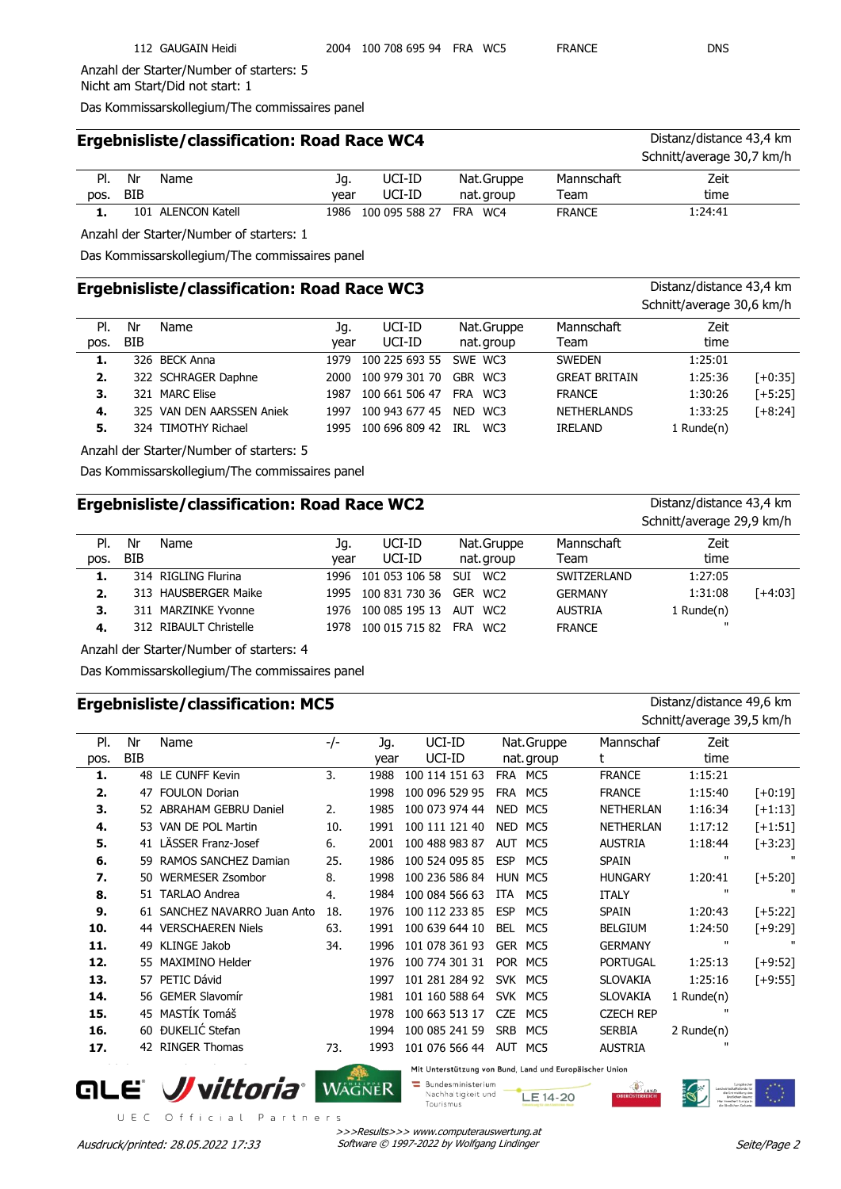| | 112 | GAUGAIN Heidi | 2004 | 100 708 695 94 | FRA | WC5 | FRANCE | DNS | |
|---|---|---|---|---|---|---|---|---|---|

Anzahl der Starter/Number of starters: 5
Nicht am Start/Did not start: 1

Das Kommissarskollegium/The commissaires panel

## Ergebnisliste/classification: Road Race WC4

Distanz/distance 43,4 km
Schnitt/average 30,7 km/h

| Pl. pos. | Nr BIB | Name | Jg. year | UCI-ID UCI-ID | Nat. | Gruppe nat.group | Mannschaft Team | Zeit time | |
|---|---|---|---|---|---|---|---|---|---|
| **1.** | 101 | ALENCON Katell | 1986 | 100 095 588 27 | FRA | WC4 | FRANCE | 1:24:41 | |

Anzahl der Starter/Number of starters: 1

Das Kommissarskollegium/The commissaires panel

## Ergebnisliste/classification: Road Race WC3

Distanz/distance 43,4 km
Schnitt/average 30,6 km/h

| Pl. pos. | Nr BIB | Name | Jg. year | UCI-ID UCI-ID | Nat. | Gruppe nat.group | Mannschaft Team | Zeit time | |
|---|---|---|---|---|---|---|---|---|---|
| **1.** | 326 | BECK Anna | 1979 | 100 225 693 55 | SWE | WC3 | SWEDEN | 1:25:01 | |
| **2.** | 322 | SCHRAGER Daphne | 2000 | 100 979 301 70 | GBR | WC3 | GREAT BRITAIN | 1:25:36 | [+0:35] |
| **3.** | 321 | MARC Elise | 1987 | 100 661 506 47 | FRA | WC3 | FRANCE | 1:30:26 | [+5:25] |
| **4.** | 325 | VAN DEN AARSSEN Aniek | 1997 | 100 943 677 45 | NED | WC3 | NETHERLANDS | 1:33:25 | [+8:24] |
| **5.** | 324 | TIMOTHY Richael | 1995 | 100 696 809 42 | IRL | WC3 | IRELAND | 1 Runde(n) | |

Anzahl der Starter/Number of starters: 5

Das Kommissarskollegium/The commissaires panel

## Ergebnisliste/classification: Road Race WC2

Distanz/distance 43,4 km
Schnitt/average 29,9 km/h

| Pl. pos. | Nr BIB | Name | Jg. year | UCI-ID UCI-ID | Nat. | Gruppe nat.group | Mannschaft Team | Zeit time | |
|---|---|---|---|---|---|---|---|---|---|
| **1.** | 314 | RIGLING Flurina | 1996 | 101 053 106 58 | SUI | WC2 | SWITZERLAND | 1:27:05 | |
| **2.** | 313 | HAUSBERGER Maike | 1995 | 100 831 730 36 | GER | WC2 | GERMANY | 1:31:08 | [+4:03] |
| **3.** | 311 | MARZINKE Yvonne | 1976 | 100 085 195 13 | AUT | WC2 | AUSTRIA | 1 Runde(n) | |
| **4.** | 312 | RIBAULT Christelle | 1978 | 100 015 715 82 | FRA | WC2 | FRANCE | " | |

Anzahl der Starter/Number of starters: 4

Das Kommissarskollegium/The commissaires panel

## Ergebnisliste/classification: MC5

Distanz/distance 49,6 km
Schnitt/average 39,5 km/h

| Pl. pos. | Nr BIB | Name | -/- | Jg. year | UCI-ID UCI-ID | Nat. | Gruppe nat.group | Mannschaft Team | Zeit time | |
|---|---|---|---|---|---|---|---|---|---|---|
| **1.** | 48 | LE CUNFF Kevin | 3. | 1988 | 100 114 151 63 | FRA | MC5 | FRANCE | 1:15:21 | |
| **2.** | 47 | FOULON Dorian | | 1998 | 100 096 529 95 | FRA | MC5 | FRANCE | 1:15:40 | [+0:19] |
| **3.** | 52 | ABRAHAM GEBRU Daniel | 2. | 1985 | 100 073 974 44 | NED | MC5 | NETHERLAN | 1:16:34 | [+1:13] |
| **4.** | 53 | VAN DE POL Martin | 10. | 1991 | 100 111 121 40 | NED | MC5 | NETHERLAN | 1:17:12 | [+1:51] |
| **5.** | 41 | LÄSSER Franz-Josef | 6. | 2001 | 100 488 983 87 | AUT | MC5 | AUSTRIA | 1:18:44 | [+3:23] |
| **6.** | 59 | RAMOS SANCHEZ Damian | 25. | 1986 | 100 524 095 85 | ESP | MC5 | SPAIN | " | " |
| **7.** | 50 | WERMESER Zsombor | 8. | 1998 | 100 236 586 84 | HUN | MC5 | HUNGARY | 1:20:41 | [+5:20] |
| **8.** | 51 | TARLAO Andrea | 4. | 1984 | 100 084 566 63 | ITA | MC5 | ITALY | " | " |
| **9.** | 61 | SANCHEZ NAVARRO Juan Anto | 18. | 1976 | 100 112 233 85 | ESP | MC5 | SPAIN | 1:20:43 | [+5:22] |
| **10.** | 44 | VERSCHAEREN Niels | 63. | 1991 | 100 639 644 10 | BEL | MC5 | BELGIUM | 1:24:50 | [+9:29] |
| **11.** | 49 | KLINGE Jakob | 34. | 1996 | 101 078 361 93 | GER | MC5 | GERMANY | " | " |
| **12.** | 55 | MAXIMINO Helder | | 1976 | 100 774 301 31 | POR | MC5 | PORTUGAL | 1:25:13 | [+9:52] |
| **13.** | 57 | PETIC Dávid | | 1997 | 101 281 284 92 | SVK | MC5 | SLOVAKIA | 1:25:16 | [+9:55] |
| **14.** | 56 | GEMER Slavomír | | 1981 | 101 160 588 64 | SVK | MC5 | SLOVAKIA | 1 Runde(n) | |
| **15.** | 45 | MASTÍK Tomáš | | 1978 | 100 663 513 17 | CZE | MC5 | CZECH REP | " | |
| **16.** | 60 | ĐUKELIĆ Stefan | | 1994 | 100 085 241 59 | SRB | MC5 | SERBIA | 2 Runde(n) | |
| **17.** | 42 | RINGER Thomas | 73. | 1993 | 101 076 566 44 | AUT | MC5 | AUSTRIA | " | |

Mit Unterstützung von Bund, Land und Europäischer Union

UEC Official Partners

*>>>Results>>> www.computerauswertung.at*
*Software © 1997-2022 by Wolfgang Lindinger*

*Ausdruck/printed: 28.05.2022 17:33*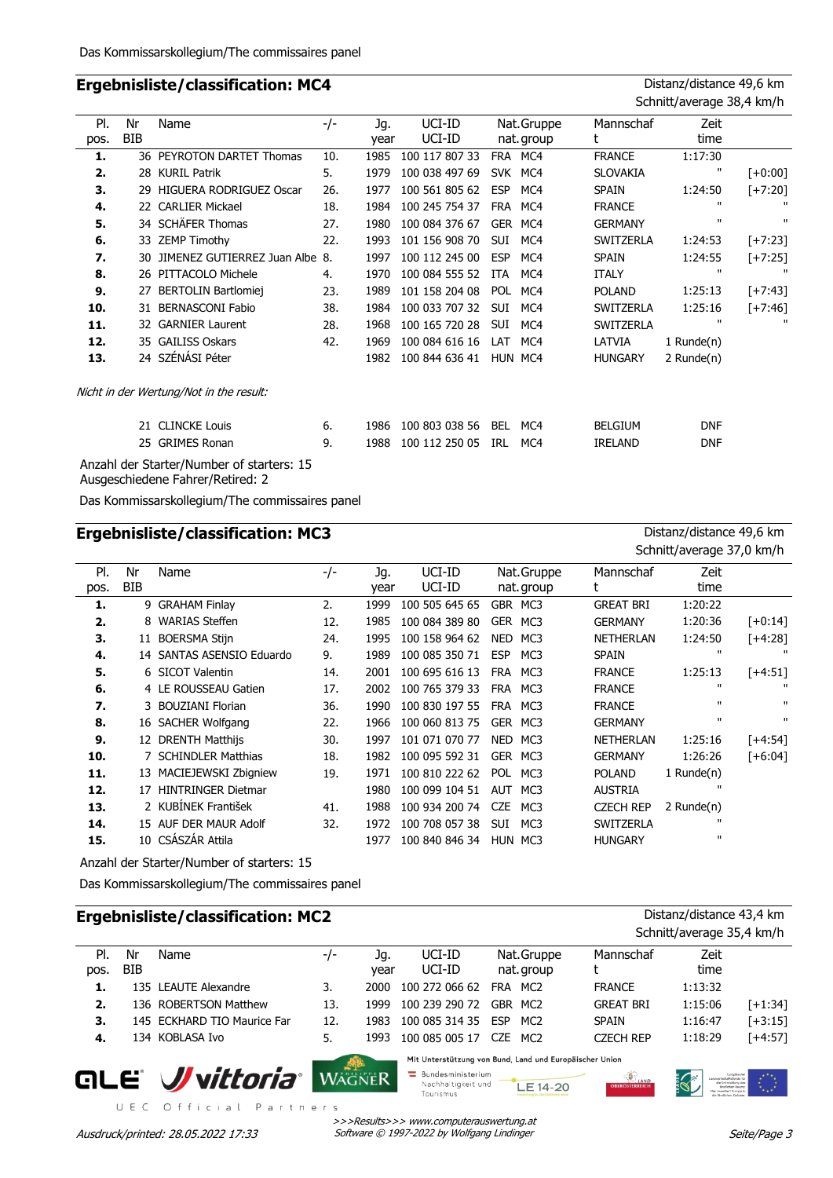Das Kommissarskollegium/The commissaires panel

## Ergebnisliste/classification: MC4

Distanz/distance 49,6 km
Schnitt/average 38,4 km/h

| Pl. pos. | Nr BIB | Name | -/- | Jg. year | UCI-ID UCI-ID | Nat. | Gruppe nat.group | Mannschaft | Zeit time | |
|---|---|---|---|---|---|---|---|---|---|---|
| 1. | 36 | PEYROTON DARTET Thomas | 10. | 1985 | 100 117 807 33 | FRA | MC4 | FRANCE | 1:17:30 | |
| 2. | 28 | KURIL Patrik | 5. | 1979 | 100 038 497 69 | SVK | MC4 | SLOVAKIA | " | [+0:00] |
| 3. | 29 | HIGUERA RODRIGUEZ Oscar | 26. | 1977 | 100 561 805 62 | ESP | MC4 | SPAIN | 1:24:50 | [+7:20] |
| 4. | 22 | CARLIER Mickael | 18. | 1984 | 100 245 754 37 | FRA | MC4 | FRANCE | " | " |
| 5. | 34 | SCHÄFER Thomas | 27. | 1980 | 100 084 376 67 | GER | MC4 | GERMANY | " | " |
| 6. | 33 | ZEMP Timothy | 22. | 1993 | 101 156 908 70 | SUI | MC4 | SWITZERLA | 1:24:53 | [+7:23] |
| 7. | 30 | JIMENEZ GUTIERREZ Juan Albe | 8. | 1997 | 100 112 245 00 | ESP | MC4 | SPAIN | 1:24:55 | [+7:25] |
| 8. | 26 | PITTACOLO Michele | 4. | 1970 | 100 084 555 52 | ITA | MC4 | ITALY | " | " |
| 9. | 27 | BERTOLIN Bartlomiej | 23. | 1989 | 101 158 204 08 | POL | MC4 | POLAND | 1:25:13 | [+7:43] |
| 10. | 31 | BERNASCONI Fabio | 38. | 1984 | 100 033 707 32 | SUI | MC4 | SWITZERLA | 1:25:16 | [+7:46] |
| 11. | 32 | GARNIER Laurent | 28. | 1968 | 100 165 720 28 | SUI | MC4 | SWITZERLA | " | " |
| 12. | 35 | GAILISS Oskars | 42. | 1969 | 100 084 616 16 | LAT | MC4 | LATVIA | 1 Runde(n) | |
| 13. | 24 | SZÉNÁSI Péter | | 1982 | 100 844 636 41 | HUN | MC4 | HUNGARY | 2 Runde(n) | |

*Nicht in der Wertung/Not in the result:*

| Pl. pos. | Nr BIB | Name | -/- | Jg. year | UCI-ID UCI-ID | Nat. | Gruppe nat.group | Mannschaft | Zeit time |
|---|---|---|---|---|---|---|---|---|---|
| | 21 | CLINCKE Louis | 6. | 1986 | 100 803 038 56 | BEL | MC4 | BELGIUM | DNF |
| | 25 | GRIMES Ronan | 9. | 1988 | 100 112 250 05 | IRL | MC4 | IRELAND | DNF |

Anzahl der Starter/Number of starters: 15
Ausgeschiedene Fahrer/Retired: 2

Das Kommissarskollegium/The commissaires panel

## Ergebnisliste/classification: MC3

Distanz/distance 49,6 km
Schnitt/average 37,0 km/h

| Pl. pos. | Nr BIB | Name | -/- | Jg. year | UCI-ID UCI-ID | Nat. | Gruppe nat.group | Mannschaft | Zeit time | |
|---|---|---|---|---|---|---|---|---|---|---|
| 1. | 9 | GRAHAM Finlay | 2. | 1999 | 100 505 645 65 | GBR | MC3 | GREAT BRI | 1:20:22 | |
| 2. | 8 | WARIAS Steffen | 12. | 1985 | 100 084 389 80 | GER | MC3 | GERMANY | 1:20:36 | [+0:14] |
| 3. | 11 | BOERSMA Stijn | 24. | 1995 | 100 158 964 62 | NED | MC3 | NETHERLAN | 1:24:50 | [+4:28] |
| 4. | 14 | SANTAS ASENSIO Eduardo | 9. | 1989 | 100 085 350 71 | ESP | MC3 | SPAIN | " | " |
| 5. | 6 | SICOT Valentin | 14. | 2001 | 100 695 616 13 | FRA | MC3 | FRANCE | 1:25:13 | [+4:51] |
| 6. | 4 | LE ROUSSEAU Gatien | 17. | 2002 | 100 765 379 33 | FRA | MC3 | FRANCE | " | " |
| 7. | 3 | BOUZIANI Florian | 36. | 1990 | 100 830 197 55 | FRA | MC3 | FRANCE | " | " |
| 8. | 16 | SACHER Wolfgang | 22. | 1966 | 100 060 813 75 | GER | MC3 | GERMANY | " | " |
| 9. | 12 | DRENTH Matthijs | 30. | 1997 | 101 071 070 77 | NED | MC3 | NETHERLAN | 1:25:16 | [+4:54] |
| 10. | 7 | SCHINDLER Matthias | 18. | 1982 | 100 095 592 31 | GER | MC3 | GERMANY | 1:26:26 | [+6:04] |
| 11. | 13 | MACIEJEWSKI Zbigniew | 19. | 1971 | 100 810 222 62 | POL | MC3 | POLAND | 1 Runde(n) | |
| 12. | 17 | HINTRINGER Dietmar | | 1980 | 100 099 104 51 | AUT | MC3 | AUSTRIA | " | |
| 13. | 2 | KUBÍNEK František | 41. | 1988 | 100 934 200 74 | CZE | MC3 | CZECH REP | 2 Runde(n) | |
| 14. | 15 | AUF DER MAUR Adolf | 32. | 1972 | 100 708 057 38 | SUI | MC3 | SWITZERLA | " | |
| 15. | 10 | CSÁSZÁR Attila | | 1977 | 100 840 846 34 | HUN | MC3 | HUNGARY | " | |

Anzahl der Starter/Number of starters: 15

Das Kommissarskollegium/The commissaires panel

## Ergebnisliste/classification: MC2

Distanz/distance 43,4 km
Schnitt/average 35,4 km/h

| Pl. pos. | Nr BIB | Name | -/- | Jg. year | UCI-ID UCI-ID | Nat. | Gruppe nat.group | Mannschaft | Zeit time | |
|---|---|---|---|---|---|---|---|---|---|---|
| 1. | 135 | LEAUTE Alexandre | 3. | 2000 | 100 272 066 62 | FRA | MC2 | FRANCE | 1:13:32 | |
| 2. | 136 | ROBERTSON Matthew | 13. | 1999 | 100 239 290 72 | GBR | MC2 | GREAT BRI | 1:15:06 | [+1:34] |
| 3. | 145 | ECKHARD TIO Maurice Far | 12. | 1983 | 100 085 314 35 | ESP | MC2 | SPAIN | 1:16:47 | [+3:15] |
| 4. | 134 | KOBLASA Ivo | 5. | 1993 | 100 085 005 17 | CZE | MC2 | CZECH REP | 1:18:29 | [+4:57] |

Mit Unterstützung von Bund, Land und Europäischer Union

UEC Official Partners

>>>Results>>> www.computerauswertung.at
Software © 1997-2022 by Wolfgang Lindinger

Ausdruck/printed: 28.05.2022 17:33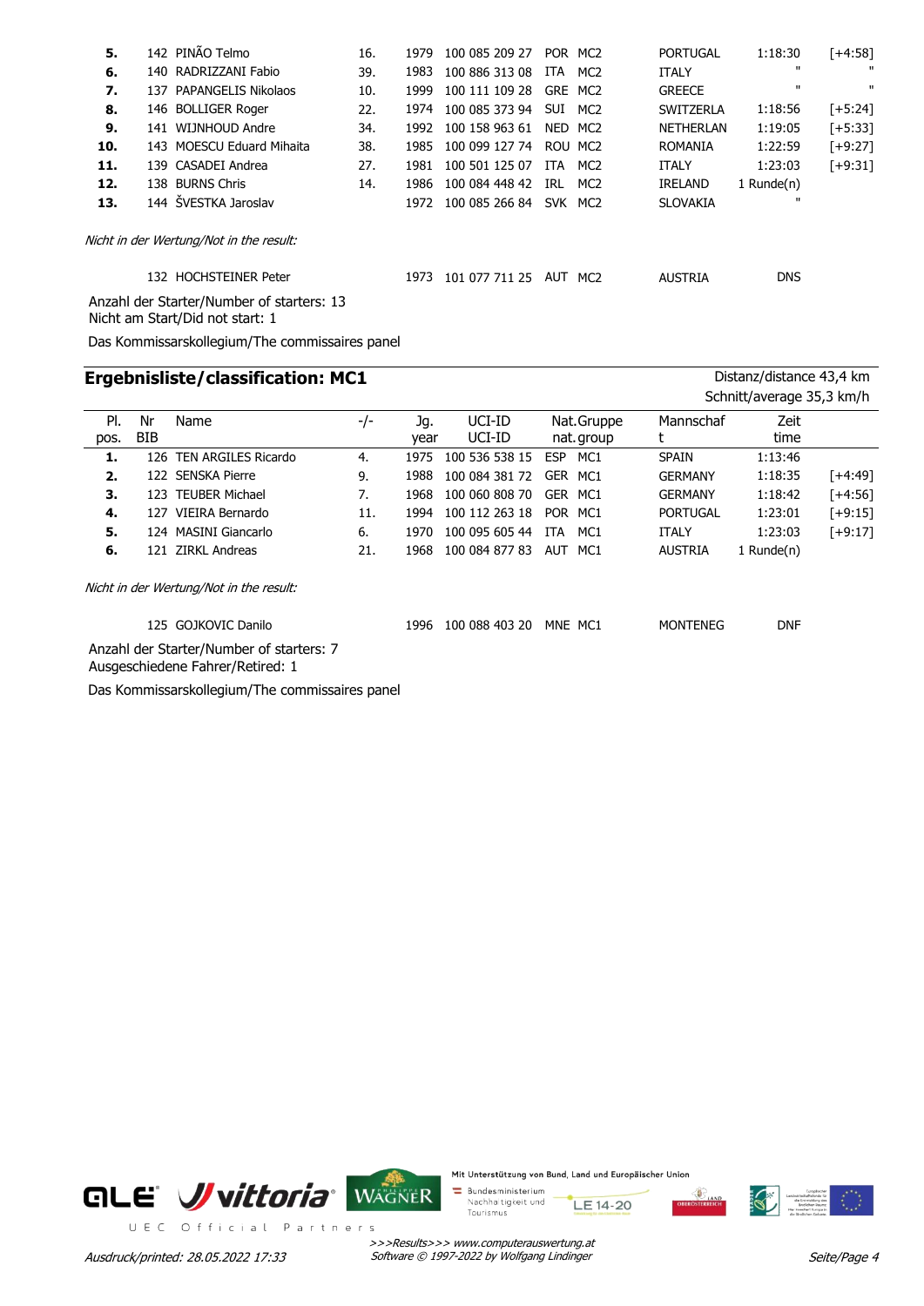| | | | | | | | | | | |
|---|---|---|---|---|---|---|---|---|---|---|
| **5.** | 142 | PINÃO Telmo | 16. | 1979 | 100 085 209 27 | POR | MC2 | PORTUGAL | 1:18:30 | [+4:58] |
| **6.** | 140 | RADRIZZANI Fabio | 39. | 1983 | 100 886 313 08 | ITA | MC2 | ITALY | " | " |
| **7.** | 137 | PAPANGELIS Nikolaos | 10. | 1999 | 100 111 109 28 | GRE | MC2 | GREECE | " | " |
| **8.** | 146 | BOLLIGER Roger | 22. | 1974 | 100 085 373 94 | SUI | MC2 | SWITZERLA | 1:18:56 | [+5:24] |
| **9.** | 141 | WIJNHOUD Andre | 34. | 1992 | 100 158 963 61 | NED | MC2 | NETHERLAN | 1:19:05 | [+5:33] |
| **10.** | 143 | MOESCU Eduard Mihaita | 38. | 1985 | 100 099 127 74 | ROU | MC2 | ROMANIA | 1:22:59 | [+9:27] |
| **11.** | 139 | CASADEI Andrea | 27. | 1981 | 100 501 125 07 | ITA | MC2 | ITALY | 1:23:03 | [+9:31] |
| **12.** | 138 | BURNS Chris | 14. | 1986 | 100 084 448 42 | IRL | MC2 | IRELAND | 1 Runde(n) | |
| **13.** | 144 | ŠVESTKA Jaroslav | | 1972 | 100 085 266 84 | SVK | MC2 | SLOVAKIA | " | |

*Nicht in der Wertung/Not in the result:*

| | | | | | | | | | | |
|---|---|---|---|---|---|---|---|---|---|---|
| | 132 | HOCHSTEINER Peter | | 1973 | 101 077 711 25 | AUT | MC2 | AUSTRIA | DNS | |

Anzahl der Starter/Number of starters: 13
Nicht am Start/Did not start: 1

Das Kommissarskollegium/The commissaires panel

## Ergebnisliste/classification: MC1

Distanz/distance 43,4 km
Schnitt/average 35,3 km/h

| Pl. pos. | Nr BIB | Name | -/- | Jg. year | UCI-ID UCI-ID | Nat. nat. | Gruppe group | Mannschaft | Zeit time | |
|---|---|---|---|---|---|---|---|---|---|---|
| **1.** | 126 | TEN ARGILES Ricardo | 4. | 1975 | 100 536 538 15 | ESP | MC1 | SPAIN | 1:13:46 | |
| **2.** | 122 | SENSKA Pierre | 9. | 1988 | 100 084 381 72 | GER | MC1 | GERMANY | 1:18:35 | [+4:49] |
| **3.** | 123 | TEUBER Michael | 7. | 1968 | 100 060 808 70 | GER | MC1 | GERMANY | 1:18:42 | [+4:56] |
| **4.** | 127 | VIEIRA Bernardo | 11. | 1994 | 100 112 263 18 | POR | MC1 | PORTUGAL | 1:23:01 | [+9:15] |
| **5.** | 124 | MASINI Giancarlo | 6. | 1970 | 100 095 605 44 | ITA | MC1 | ITALY | 1:23:03 | [+9:17] |
| **6.** | 121 | ZIRKL Andreas | 21. | 1968 | 100 084 877 83 | AUT | MC1 | AUSTRIA | 1 Runde(n) | |

*Nicht in der Wertung/Not in the result:*

| | | | | | | | | | | |
|---|---|---|---|---|---|---|---|---|---|---|
| | 125 | GOJKOVIC Danilo | | 1996 | 100 088 403 20 | MNE | MC1 | MONTENEG | DNF | |

Anzahl der Starter/Number of starters: 7
Ausgeschiedene Fahrer/Retired: 1

Das Kommissarskollegium/The commissaires panel

UEC Official Partners

Mit Unterstützung von Bund, Land und Europäischer Union

*>>>Results>>> www.computerauswertung.at*
*Software © 1997-2022 by Wolfgang Lindinger*

*Ausdruck/printed: 28.05.2022 17:33*